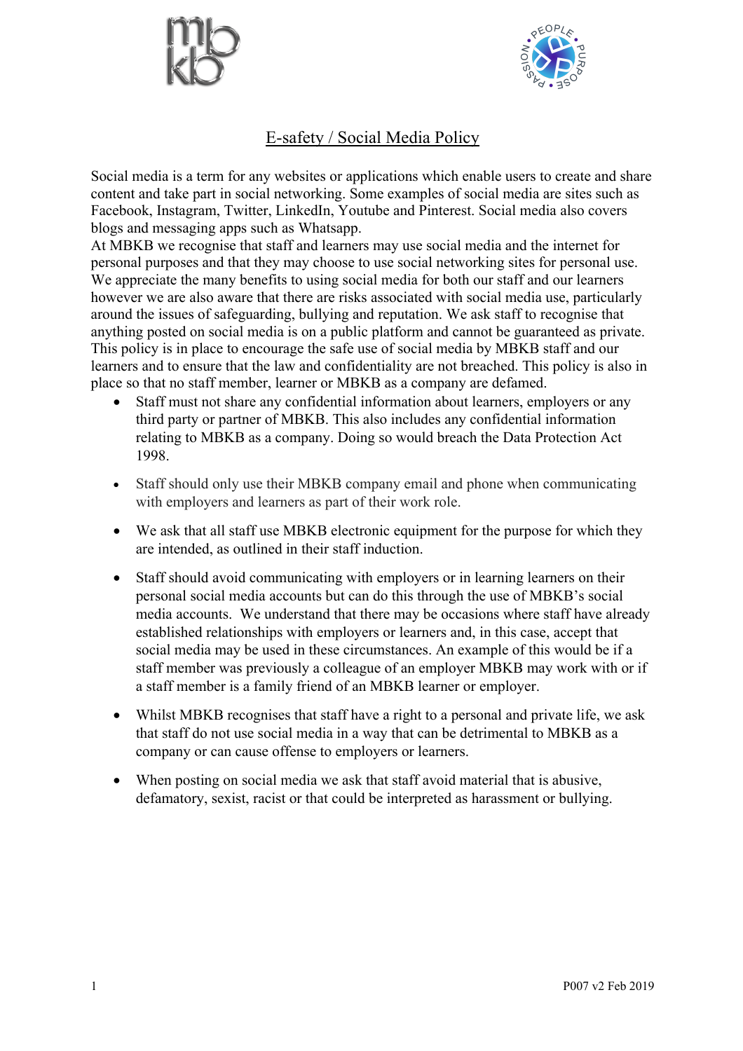# E-safety / Social Media Policy

Social media is a term for any websites or applications which enable users to create and share content and take part in social networking. Some examples of social media are sites such as Facebook, Instagram, Twitter, LinkedIn, Youtube and Pinterest. Social media also covers blogs and messaging apps such as Whatsapp.

At MBKB we recognise that staff and learners may use social media and the internet for personal purposes and that they may choose to use social networking sites for personal use. We appreciate the many benefits to using social media for both our staff and our learners however we are also aware that there are risks associated with social media use, particularly around the issues of safeguarding, bullying and reputation. We ask staff to recognise that anything posted on social media is on a public platform and cannot be guaranteed as private. This policy is in place to encourage the safe use of social media by MBKB staff and our learners and to ensure that the law and confidentiality are not breached. This policy is also in place so that no staff member, learner or MBKB as a company are defamed.

- Staff must not share any confidential information about learners, employers or any third party or partner of MBKB. This also includes any confidential information relating to MBKB as a company. Doing so would breach the Data Protection Act 1998.
- Staff should only use their MBKB company email and phone when communicating with employers and learners as part of their work role.
- We ask that all staff use MBKB electronic equipment for the purpose for which they are intended, as outlined in their staff induction.
- Staff should avoid communicating with employers or in learning learners on their personal social media accounts but can do this through the use of MBKB's social media accounts. We understand that there may be occasions where staff have already established relationships with employers or learners and, in this case, accept that social media may be used in these circumstances. An example of this would be if a staff member was previously a colleague of an employer MBKB may work with or if a staff member is a family friend of an MBKB learner or employer.
- Whilst MBKB recognises that staff have a right to a personal and private life, we ask that staff do not use social media in a way that can be detrimental to MBKB as a company or can cause offense to employers or learners.
- When posting on social media we ask that staff avoid material that is abusive, defamatory, sexist, racist or that could be interpreted as harassment or bullying.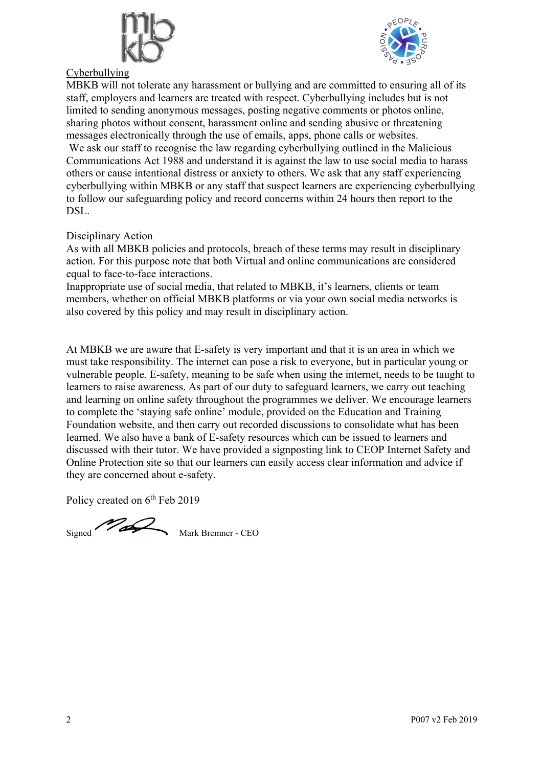## Cyberbullying

MBKB will not tolerate any harassment or bullying and are committed to ensuring all of its staff, employers and learners are treated with respect. Cyberbullying includes but is not limited to sending anonymous messages, posting negative comments or photos online, sharing photos without consent, harassment online and sending abusive or threatening messages electronically through the use of emails, apps, phone calls or websites.

We ask our staff to recognise the law regarding cyberbullying outlined in the Malicious Communications Act 1988 and understand it is against the law to use social media to harass others or cause intentional distress or anxiety to others. We ask that any staff experiencing cyberbullying within MBKB or any staff that suspect learners are experiencing cyberbullying to follow our safeguarding policy and record concerns within 24 hours then report to the DSL.

## Disciplinary Action

As with all MBKB policies and protocols, breach of these terms may result in disciplinary action. For this purpose note that both Virtual and online communications are considered equal to face-to-face interactions.

Inappropriate use of social media, that related to MBKB, it's learners, clients or team members, whether on official MBKB platforms or via your own social media networks is also covered by this policy and may result in disciplinary action.

At MBKB we are aware that E-safety is very important and that it is an area in which we must take responsibility. The internet can pose a risk to everyone, but in particular young or vulnerable people. E-safety, meaning to be safe when using the internet, needs to be taught to learners to raise awareness. As part of our duty to safeguard learners, we carry out teaching and learning on online safety throughout the programmes we deliver. We encourage learners to complete the 'staying safe online' module, provided on the Education and Training Foundation website, and then carry out recorded discussions to consolidate what has been learned. We also have a bank of E-safety resources which can be issued to learners and discussed with their tutor. We have provided a signposting link to CEOP Internet Safety and Online Protection site so that our learners can easily access clear information and advice if they are concerned about e-safety.

Policy created on 6th Feb 2019

Signed Mark Bremner - CEO